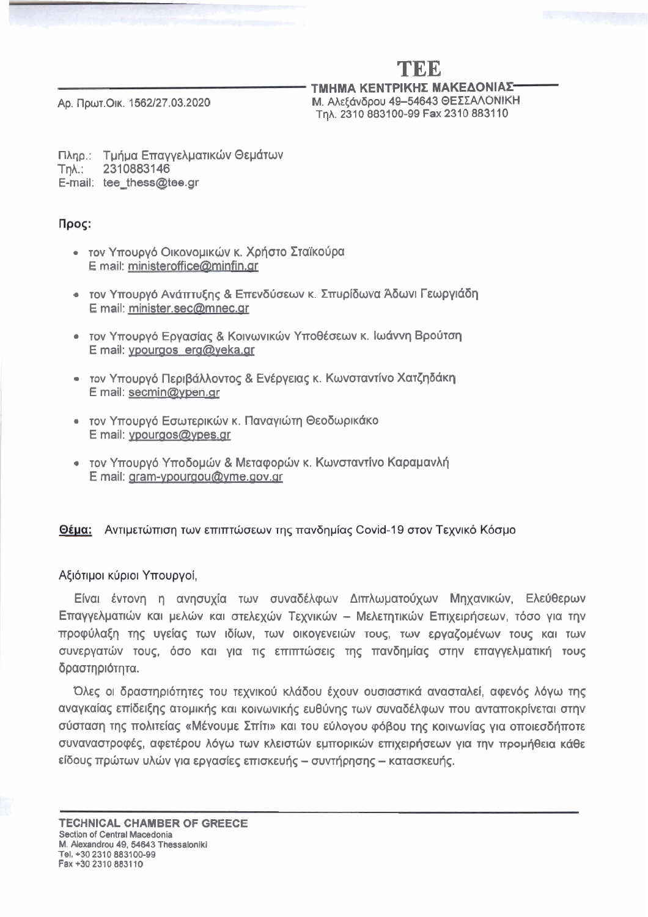**TEE**

**ΤΜΗΜΑ ΚΕΝΤΡΙΚΗΣ ΜΑΚΕΔΟΝΙΑΣ**
Μ. Αλεξάνδρου 49–54643 ΘΕΣΣΑΛΟΝΙΚΗ
Τηλ. 2310 883100-99 Fax 2310 883110

Αρ. Πρωτ.Οικ. 1562/27.03.2020

Πληρ.: Τμήμα Επαγγελματικών Θεμάτων
Τηλ.: 2310883146
E-mail: tee_thess@tee.gr

**Προς:**

- τον Υπουργό Οικονομικών κ. Χρήστο Σταϊκούρα
  E mail: ministeroffice@minfin.gr
- τον Υπουργό Ανάπτυξης & Επενδύσεων κ. Σπυρίδωνα Άδωνι Γεωργιάδη
  E mail: minister.sec@mnec.gr
- τον Υπουργό Εργασίας & Κοινωνικών Υποθέσεων κ. Ιωάννη Βρούτση
  E mail: ypourgos_erg@yeka.gr
- τον Υπουργό Περιβάλλοντος & Ενέργειας κ. Κωνσταντίνο Χατζηδάκη
  E mail: secmin@ypen.gr
- τον Υπουργό Εσωτερικών κ. Παναγιώτη Θεοδωρικάκο
  E mail: ypourgos@ypes.gr
- τον Υπουργό Υποδομών & Μεταφορών κ. Κωνσταντίνο Καραμανλή
  E mail: gram-ypourgou@yme.gov.gr

**Θέμα:** Αντιμετώπιση των επιπτώσεων της πανδημίας Covid-19 στον Τεχνικό Κόσμο

Αξιότιμοι κύριοι Υπουργοί,

Είναι έντονη η ανησυχία των συναδέλφων Διπλωματούχων Μηχανικών, Ελεύθερων Επαγγελματιών και μελών και στελεχών Τεχνικών – Μελετητικών Επιχειρήσεων, τόσο για την προφύλαξη της υγείας των ιδίων, των οικογενειών τους, των εργαζομένων τους και των συνεργατών τους, όσο και για τις επιπτώσεις της πανδημίας στην επαγγελματική τους δραστηριότητα.

Όλες οι δραστηριότητες του τεχνικού κλάδου έχουν ουσιαστικά ανασταλεί, αφενός λόγω της αναγκαίας επίδειξης ατομικής και κοινωνικής ευθύνης των συναδέλφων που ανταποκρίνεται στην σύσταση της πολιτείας «Μένουμε Σπίτι» και του εύλογου φόβου της κοινωνίας για οποιεσδήποτε συναναστροφές, αφετέρου λόγω των κλειστών εμπορικών επιχειρήσεων για την προμήθεια κάθε είδους πρώτων υλών για εργασίες επισκευής – συντήρησης – κατασκευής.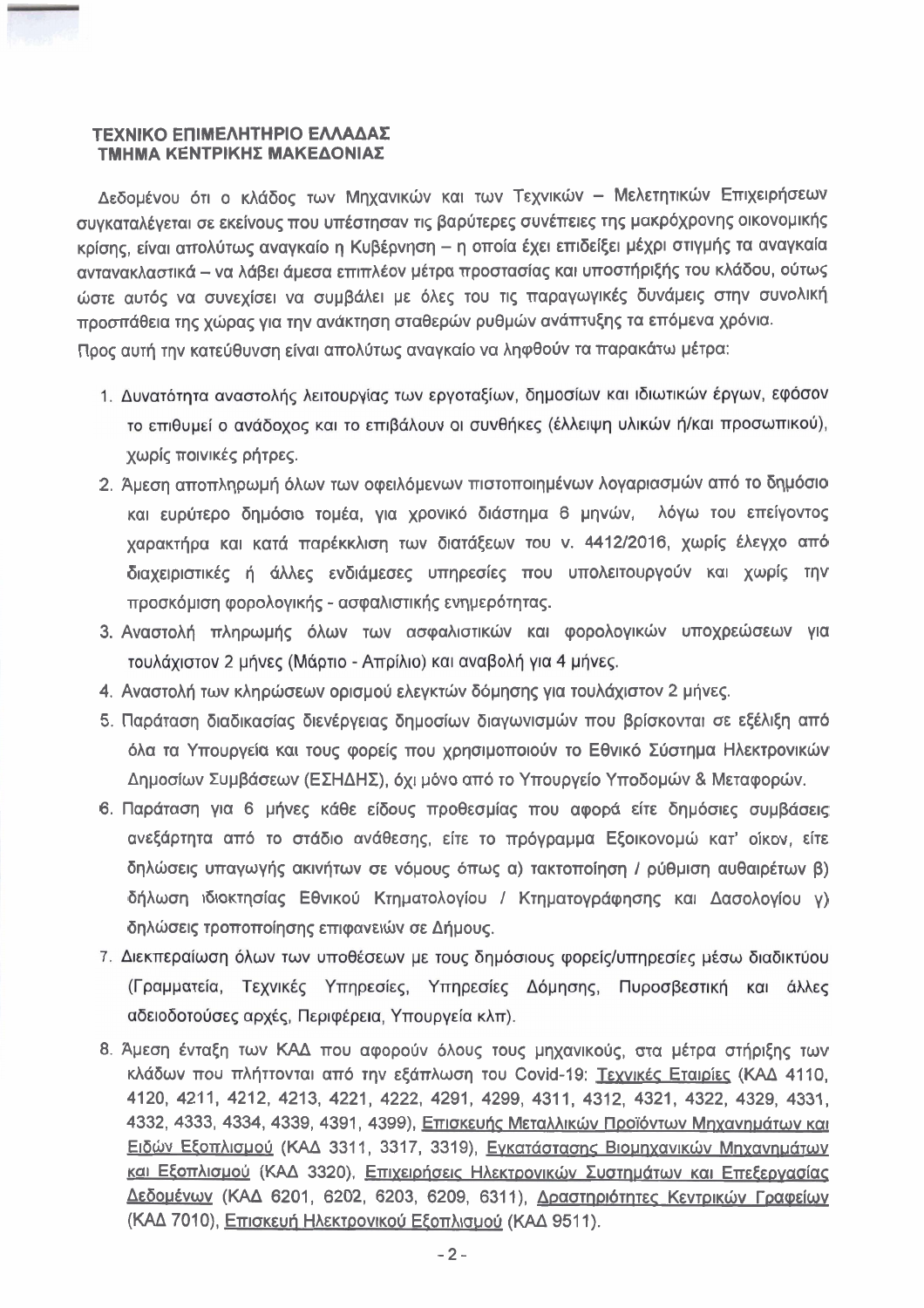**ΤΕΧΝΙΚΟ ΕΠΙΜΕΛΗΤΗΡΙΟ ΕΛΛΑΔΑΣ**
**ΤΜΗΜΑ ΚΕΝΤΡΙΚΗΣ ΜΑΚΕΔΟΝΙΑΣ**

Δεδομένου ότι ο κλάδος των Μηχανικών και των Τεχνικών – Μελετητικών Επιχειρήσεων συγκαταλέγεται σε εκείνους που υπέστησαν τις βαρύτερες συνέπειες της μακρόχρονης οικονομικής κρίσης, είναι απολύτως αναγκαίο η Κυβέρνηση – η οποία έχει επιδείξει μέχρι στιγμής τα αναγκαία αντανακλαστικά – να λάβει άμεσα επιπλέον μέτρα προστασίας και υποστήριξής του κλάδου, ούτως ώστε αυτός να συνεχίσει να συμβάλει με όλες του τις παραγωγικές δυνάμεις στην συνολική προσπάθεια της χώρας για την ανάκτηση σταθερών ρυθμών ανάπτυξης τα επόμενα χρόνια.

Προς αυτή την κατεύθυνση είναι απολύτως αναγκαίο να ληφθούν τα παρακάτω μέτρα:

1. Δυνατότητα αναστολής λειτουργίας των εργοταξίων, δημοσίων και ιδιωτικών έργων, εφόσον το επιθυμεί ο ανάδοχος και το επιβάλουν οι συνθήκες (έλλειψη υλικών ή/και προσωπικού), χωρίς ποινικές ρήτρες.
2. Άμεση αποπληρωμή όλων των οφειλόμενων πιστοποιημένων λογαριασμών από το δημόσιο και ευρύτερο δημόσιο τομέα, για χρονικό διάστημα 6 μηνών, λόγω του επείγοντος χαρακτήρα και κατά παρέκκλιση των διατάξεων του ν. 4412/2016, χωρίς έλεγχο από διαχειριστικές ή άλλες ενδιάμεσες υπηρεσίες που υπολειτουργούν και χωρίς την προσκόμιση φορολογικής - ασφαλιστικής ενημερότητας.
3. Αναστολή πληρωμής όλων των ασφαλιστικών και φορολογικών υποχρεώσεων για τουλάχιστον 2 μήνες (Μάρτιο - Απρίλιο) και αναβολή για 4 μήνες.
4. Αναστολή των κληρώσεων ορισμού ελεγκτών δόμησης για τουλάχιστον 2 μήνες.
5. Παράταση διαδικασίας διενέργειας δημοσίων διαγωνισμών που βρίσκονται σε εξέλιξη από όλα τα Υπουργεία και τους φορείς που χρησιμοποιούν το Εθνικό Σύστημα Ηλεκτρονικών Δημοσίων Συμβάσεων (ΕΣΗΔΗΣ), όχι μόνο από το Υπουργείο Υποδομών & Μεταφορών.
6. Παράταση για 6 μήνες κάθε είδους προθεσμίας που αφορά είτε δημόσιες συμβάσεις ανεξάρτητα από το στάδιο ανάθεσης, είτε το πρόγραμμα Εξοικονομώ κατ' οίκον, είτε δηλώσεις υπαγωγής ακινήτων σε νόμους όπως α) τακτοποίηση / ρύθμιση αυθαιρέτων β) δήλωση ιδιοκτησίας Εθνικού Κτηματολογίου / Κτηματογράφησης και Δασολογίου γ) δηλώσεις τροποποίησης επιφανειών σε Δήμους.
7. Διεκπεραίωση όλων των υποθέσεων με τους δημόσιους φορείς/υπηρεσίες μέσω διαδικτύου (Γραμματεία, Τεχνικές Υπηρεσίες, Υπηρεσίες Δόμησης, Πυροσβεστική και άλλες αδειοδοτούσες αρχές, Περιφέρεια, Υπουργεία κλπ).
8. Άμεση ένταξη των ΚΑΔ που αφορούν όλους τους μηχανικούς, στα μέτρα στήριξης των κλάδων που πλήττονται από την εξάπλωση του Covid-19: <u>Τεχνικές Εταιρίες</u> (ΚΑΔ 4110, 4120, 4211, 4212, 4213, 4221, 4222, 4291, 4299, 4311, 4312, 4321, 4322, 4329, 4331, 4332, 4333, 4334, 4339, 4391, 4399), <u>Επισκευής Μεταλλικών Προϊόντων Μηχανημάτων και Ειδών Εξοπλισμού</u> (ΚΑΔ 3311, 3317, 3319), <u>Εγκατάστασης Βιομηχανικών Μηχανημάτων και Εξοπλισμού</u> (ΚΑΔ 3320), <u>Επιχειρήσεις Ηλεκτρονικών Συστημάτων και Επεξεργασίας Δεδομένων</u> (ΚΑΔ 6201, 6202, 6203, 6209, 6311), <u>Δραστηριότητες Κεντρικών Γραφείων</u> (ΚΑΔ 7010), <u>Επισκευή Ηλεκτρονικού Εξοπλισμού</u> (ΚΑΔ 9511).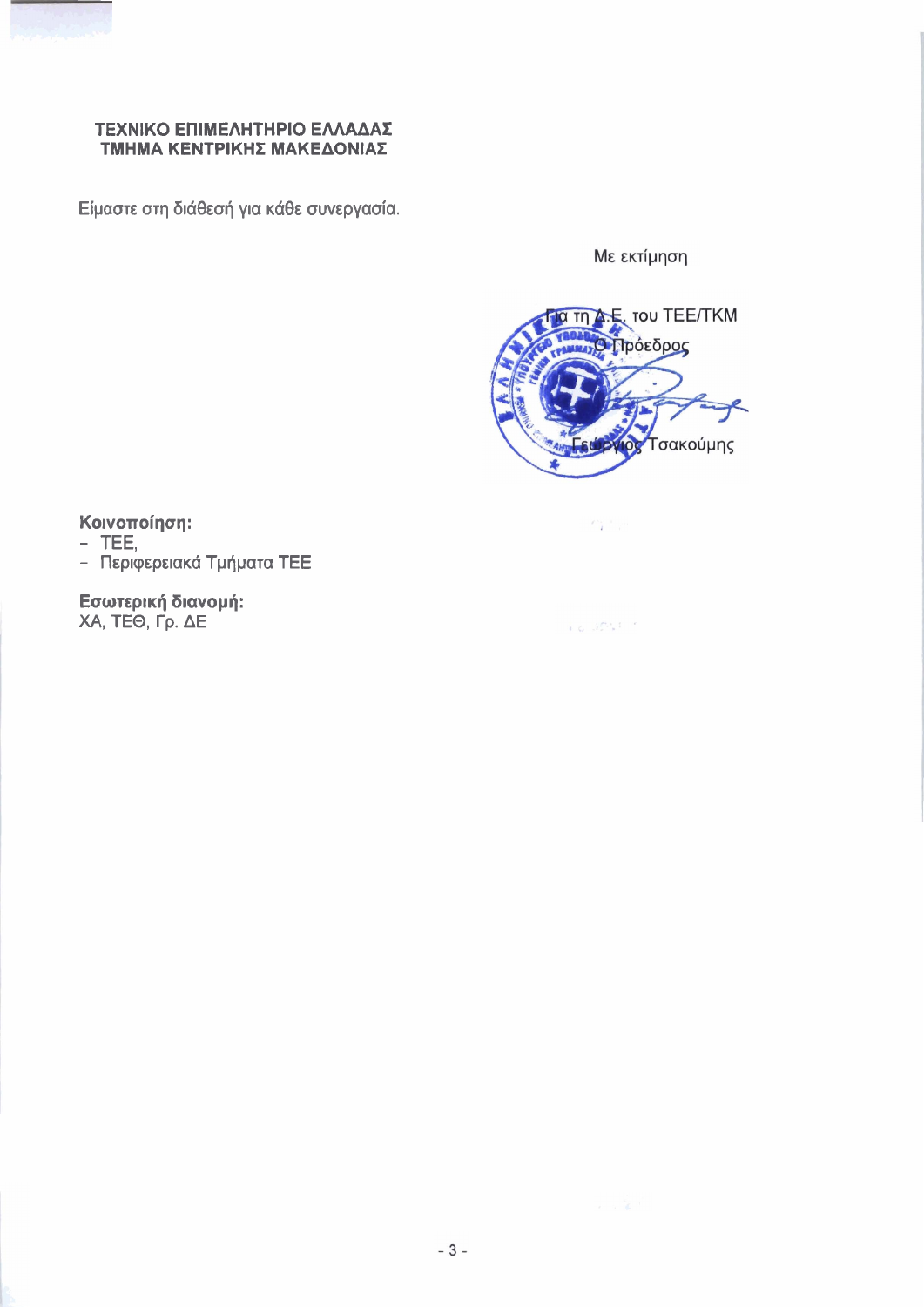**ΤΕΧΝΙΚΟ ΕΠΙΜΕΛΗΤΗΡΙΟ ΕΛΛΑΔΑΣ**
**ΤΜΗΜΑ ΚΕΝΤΡΙΚΗΣ ΜΑΚΕΔΟΝΙΑΣ**

Είμαστε στη διάθεσή για κάθε συνεργασία.

Με εκτίμηση

Για τη Δ.Ε. του ΤΕΕ/ΤΚΜ
Ο Πρόεδρος

Γεώργιος Τσακούμης

**Κοινοποίηση:**

- ΤΕΕ,
- Περιφερειακά Τμήματα ΤΕΕ

**Εσωτερική διανομή:**
ΧΑ, ΤΕΘ, Γρ. ΔΕ